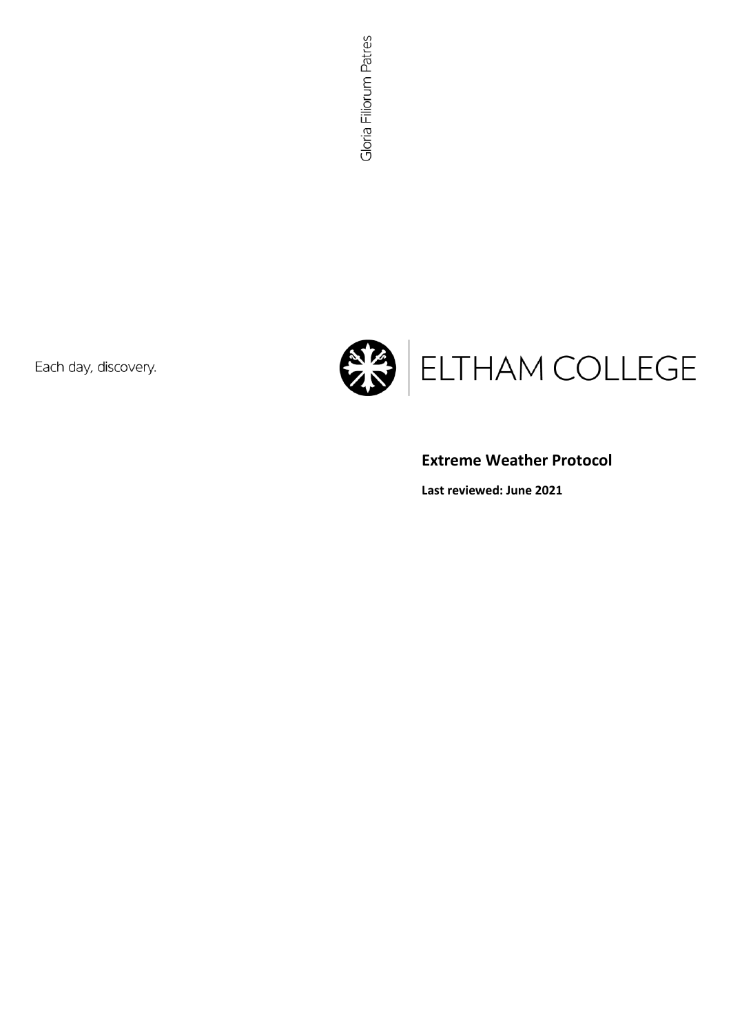Gloria Filiorum Patres

Each day, discovery.

ELTHAM COLLEGE

# Extreme Weather Protocol

**Last reviewed: June 2021**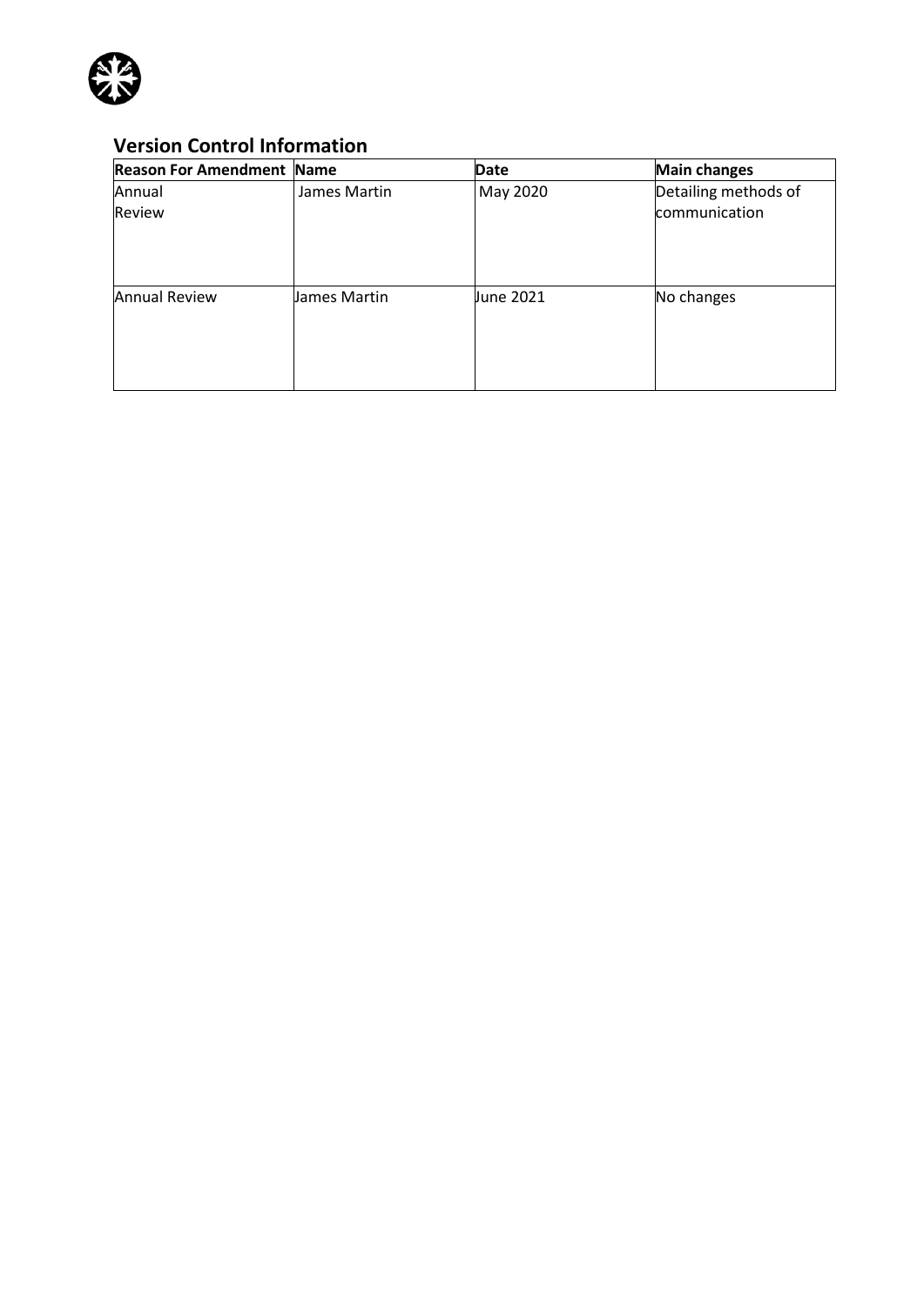## Version Control Information

| Reason For Amendment | Name | Date | Main changes |
|---|---|---|---|
| Annual Review | James Martin | May 2020 | Detailing methods of communication |
| Annual Review | James Martin | June 2021 | No changes |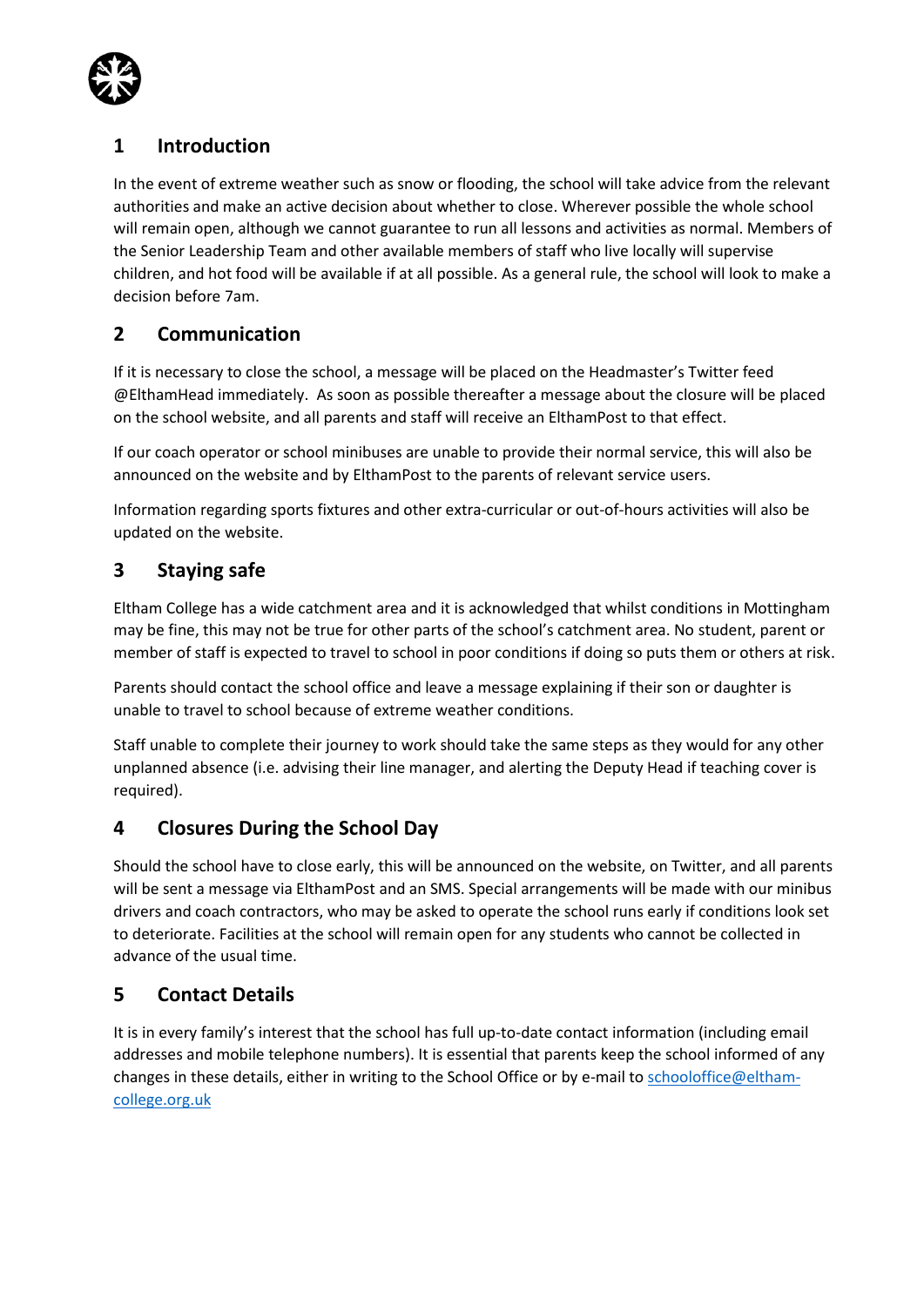## 1 Introduction

In the event of extreme weather such as snow or flooding, the school will take advice from the relevant authorities and make an active decision about whether to close. Wherever possible the whole school will remain open, although we cannot guarantee to run all lessons and activities as normal. Members of the Senior Leadership Team and other available members of staff who live locally will supervise children, and hot food will be available if at all possible. As a general rule, the school will look to make a decision before 7am.

## 2 Communication

If it is necessary to close the school, a message will be placed on the Headmaster's Twitter feed @ElthamHead immediately. As soon as possible thereafter a message about the closure will be placed on the school website, and all parents and staff will receive an ElthamPost to that effect.

If our coach operator or school minibuses are unable to provide their normal service, this will also be announced on the website and by ElthamPost to the parents of relevant service users.

Information regarding sports fixtures and other extra-curricular or out-of-hours activities will also be updated on the website.

## 3 Staying safe

Eltham College has a wide catchment area and it is acknowledged that whilst conditions in Mottingham may be fine, this may not be true for other parts of the school's catchment area. No student, parent or member of staff is expected to travel to school in poor conditions if doing so puts them or others at risk.

Parents should contact the school office and leave a message explaining if their son or daughter is unable to travel to school because of extreme weather conditions.

Staff unable to complete their journey to work should take the same steps as they would for any other unplanned absence (i.e. advising their line manager, and alerting the Deputy Head if teaching cover is required).

## 4 Closures During the School Day

Should the school have to close early, this will be announced on the website, on Twitter, and all parents will be sent a message via ElthamPost and an SMS. Special arrangements will be made with our minibus drivers and coach contractors, who may be asked to operate the school runs early if conditions look set to deteriorate. Facilities at the school will remain open for any students who cannot be collected in advance of the usual time.

## 5 Contact Details

It is in every family's interest that the school has full up-to-date contact information (including email addresses and mobile telephone numbers). It is essential that parents keep the school informed of any changes in these details, either in writing to the School Office or by e-mail to [schooloffice@eltham-college.org.uk](mailto:schooloffice@eltham-college.org.uk)